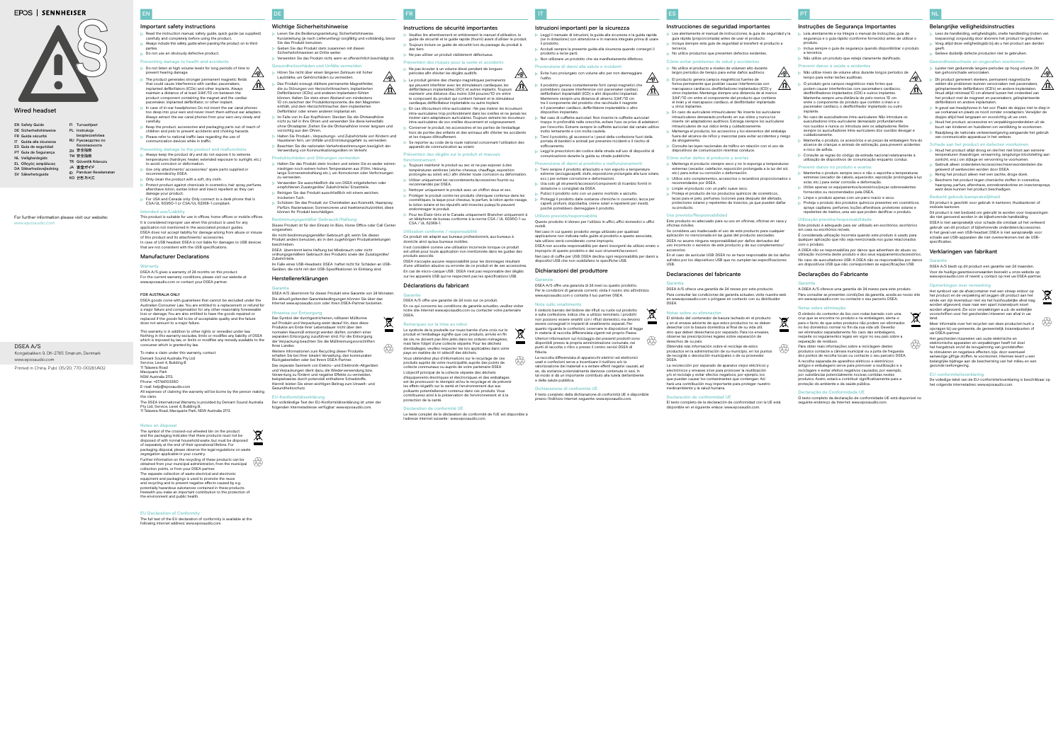EPOS | SENNHEISER

# Wired headset

EN Safety Guide
DE Sicherheitshinweise
FR Guide sécurité
IT Guida alla sicurezza
ES Guía de seguridad
PT Guia de Segurança
NL Veiligheidsgids
EL Οδηγός ασφάλειας
DA Sikkerhedsvejledning
SV Säkerhetsguide
FI Turvaohjeet
PL Instrukcje bezpieczeństwa
RU Руководство по безопасности
ZH 安全指南
TW 安全指南
TR Güvenlik Kılavuzu
JA 安全ガイド
ID Panduan Keselamatan
KO 안전 가이드

For further information please visit our website: www.eposaudio.com

DSEA A/S
Kongebakken 9, DK-2765 Smørum, Denmark
www.eposaudio.com

Printed in China, Publ. 05/20, 770-00261/A02

## EN

### Important safety instructions

- Read the instruction manual, safety guide, quick guide (se supplied) carefully and completely before using the product.
- Always include this safety guide when passing the product on to third parties.
- Do not use an obviously defective product.

#### Preventing damage to health and accidents

- Do not listen at high volume levels for long periods of time to prevent hearing damage.
- The product generates stronger permanent magnetic fields that could cause interference with cardiac pacemakers, implanted defibrillators (ICDs) and other implants. Always maintain a distance of at least 3.94"/10 cm between the product component containing the magnet and the cardiac pacemaker, implanted defibrillator, or other implant.
- In case of in-ear headphones: Do not insert the ear canal phones too deep into your ears and never insert them without ear adapters. Always extract the ear canal phones from your ears very slowly and carefully.
- Keep the product, accessories and packaging parts out of reach of children and pets to prevent accidents and choking hazards.
- Please refer to national traffic laws regarding the use of communication devices while in traffic.

#### Preventing damage to the product and malfunctions

- Always keep the product dry and do not expose it to extreme temperatures (hairdryer, heater, extended exposure to sunlight, etc.) to avoid corrosion or deformation.
- Use only attachments/ accessories/ spare parts supplied or recommended by DSEA.
- Only clean the product with a soft, dry cloth.
- Protect product against chemicals in cosmetics, hair spray, perfume, aftershave lotion, suntan lotion and insect repellent as they can damage your product.
- For USA and Canada only: Only connect to a desk phone that is CSA/UL 60950-1 or CSA/UL 62368-1 compliant.

#### Intended use/Liability

This product is suitable for use in offices, home offices or mobile offices. It is considered improper use when this product is used for any application not mentioned in the associated product guides.
DSEA does not accept liability for damage arising from abuse or misuse of this product and its attachments/ accessories.
In case of USB headset DSEA is not liable for damages to USB devices that are not consistent with the USB specifications.

### Manufacturer Declarations

#### Warranty

DSEA A/S gives a warranty of 24 months on this product.
For the current warranty conditions, please visit our website at www.eposaudio.com or contact your DSEA partner.

**FOR AUSTRALIA ONLY**

DSEA goods come with guarantees that cannot be excluded under the Australian Consumer Law. You are entitled to a replacement or refund for a major failure and compensation for any other reasonably foreseeable loss or damage. You are also entitled to have the goods repaired or replaced if the goods fail to be of acceptable quality and the failure does not amount to a major failure.

This warranty is in addition to other rights or remedies under law. Nothing in this warranty excludes, limits or modifies any liability of DSEA which is imposed by law, or limits or modifies any remedy available to the consumer which is granted by law.

To make a claim under this warranty contact
Demant Sound Australia Pty Ltd
Service, Level 4, Building B,
11 Talavera Road
Macquarie Park
NSW Australia 2113
Phone: +61 1800 033 600
E-mail: help@eposaudio.com
All expenses of claiming the warranty will be borne by the person making the claim.
The DSEA International Warranty is provided by Demant Sound Australia Pty Ltd, Service, Level 4, Building B,
11 Talavera Road, Macquarie Park, NSW Australia 2113.

#### Notes on disposal

The symbol of the crossed-out wheeled bin on the product and the packaging indicates that these products must not be disposed of with normal household waste, but must be disposed of separately at the end of their operational lifetime. For packaging disposal, please observe the legal regulations on waste segregation applicable in your country.
Further information on the recycling of these products can be obtained from your municipal administration, from the municipal collection points, or from your DSEA partner.
The separate collection of waste electrical and electronic equipment and packagings is used to promote the reuse and recycling and to prevent negative effects caused by e.g. potentially hazardous substances contained in these products. Herewith you make an important contribution to the protection of the environment and public health.

#### EU Declaration of Conformity

The full text of the EU declaration of conformity is available at the following internet address: www.eposaudio.com.

## DE

### Wichtige Sicherheitshinweise

- Lesen Sie die Bedienungsanleitung, Sicherheitshinweise, Kurzanleitung (je nach Lieferumfang) sorgfältig und vollständig, bevor Sie das Produkt benutzen.
- Geben Sie das Produkt stets zusammen mit diesen Sicherheitshinweisen an Dritte weiter.
- Verwenden Sie das Produkt nicht, wenn es offensichtlich beschädigt ist.

#### Gesundheitsschäden und Unfälle vermeiden

- Hören Sie nicht über einen längeren Zeitraum mit hoher Lautstärke, um Gehörschäden zu vermeiden.
- Das Produkt erzeugt stärkere permanente Magnetfelder, die zu Störungen von Herzschrittmachern, implantierten Defibrillatoren (ICDs) und anderen Implantaten führen können. Halten Sie stets einen Abstand von mindestens 10 cm zwischen der Produktkomponente, die den Magneten enthält, und dem Herzschrittmacher, dem implantierten Defibrillator oder einem anderen Implantat ein.
- Im Falle von In-Ear-Kopfhörern: Stecken Sie die Ohrkanalhörer nicht zu tief in Ihre Ohren und verwenden Sie diese keinesfalls ohne Ohradapter. Ziehen Sie die Ohrkanalhörer immer langsam und vorsichtig aus den Ohren.
- Halten Sie Produkt-, Verpackungs- und Zubehörteile von Kindern und Haustieren fern, um Unfälle und Erstickungsgefahr zu vermeiden.
- Beachten Sie die nationalen Verkehrsbestimmungen bezüglich der Verwendung von Kommunikationsgeräten im Verkehr.

#### Produktschäden und Störungen vermeiden

- Halten Sie das Produkt stets trocken und setzen Sie es weder extrem niedrigen noch extrem hohen Temperaturen aus (Föhn, Heizung, lange Sonneneinstrahlung etc.), um Korrosionen oder Verformungen zu verhindern.
- Verwenden Sie ausschließlich die von DSEA mitgelieferten oder empfohlenen Zusatzgeräte/ Zubehörteile/ Ersatzteile.
- Reinigen Sie das Produkt ausschließlich mit einem weichen, trockenen Tuch.
- Schützen Sie das Produkt vor Chemikalien aus Kosmetika, Haarspray, Parfüm, Rasierwasser, Sonnencreme und Insektenschutzmittel, diese können Ihr Produkt beschädigen.

#### Bestimmungsgemäßer Gebrauch/Haftung

Dieses Produkt ist für den Einsatz im Büro, Home Office oder Call Center vorgesehen.
Als nicht bestimmungsgemäßer Gebrauch gilt, wenn Sie dieses Produkt anders benutzen, als in den zugehörigen Produktanleitungen beschrieben.
DSEA übernimmt keine Haftung bei Missbrauch oder nicht ordnungsgemäßem Gebrauch des Produkts sowie der Zusatzgeräte/ Zubehörteile.
Im Falle eines USB-Headsets DSEA haftet nicht für Schäden an USB-Geräten, die nicht mit den USB-Spezifikationen im Einklang sind.

### Herstellererklärungen

#### Garantie

DSEA A/S übernimmt für dieses Produkt eine Garantie von 24 Monaten.
Die aktuell geltenden Garantiebedingungen können Sie über das Internet www.eposaudio.com oder Ihren DSEA-Partner beziehen.

#### Hinweise zur Entsorgung

Das Symbol der durchgestrichenen, rollbaren Mülltonne auf Produkt und Verpackung weist darauf hin, dass diese Produkte am Ende ihrer Lebensdauer nicht über den normalen Hausmüll entsorgt werden dürfen, sondern einer separaten Entsorgung zuzuführen sind. Für die Entsorgung der Verpackung beachten Sie die Mülltrennungsvorschriften Ihres Landes.
Weitere Informationen zum Recycling dieser Produkte erhalten Sie bei Ihrer lokalen Verwaltung, den kommunalen Rückgabestellen oder bei Ihrem DSEA-Partner.
Das separate Sammeln von Elektro- und Elektronik-Altgeräten und Verpackungen dient dazu, die Wiederverwendung bzw. Verwertung zu fördern und negative Effekte zu vermeiden, beispielsweise durch potenziell enthaltene Schadstoffe. Hiermit leisten Sie einen wichtigen Beitrag zum Umwelt- und Gesundheitsschutz.

#### EU-Konformitätserklärung

Der vollständige Text der EU-Konformitätserklärung ist unter der folgenden Internetadresse verfügbar: www.eposaudio.com.

## FR

### Instructions de sécurité importantes

- Veuillez lire attentivement et entièrement le manuel d'utilisation, le guide de sécurité et le guide rapide (fourni) avant d'utiliser le produit.
- Toujours inclure ce guide de sécurité lors du passage du produit à des tiers.
- Ne pas utiliser un produit visiblement défectueux.

#### Prévention des risques pour la santé et accidents

- Ne pas écouter à un volume élevé pendant de longues périodes afin d'éviter les dégâts auditifs.
- Le produit génère des champs magnétiques permanents qui peuvent interférer avec les stimulateurs cardiaques, les défibrillateurs implantables (DCI) et autres implants. Toujours maintenir une distance d'au moins 3,94 pouces/10 cm entre le composant du produit qui contient l'aimant et le stimulateur cardiaque, défibrillateur implantable ou autre implant.
- En cas d'écouteurs intra-auriculaires : Ne pas insérer les écouteurs intra-auriculaires trop profondément dans les oreilles et ne jamais les insérer sans adaptateurs auriculaires. Toujours extraire les écouteurs intra-auriculaires de vos oreilles doucement et soigneusement.
- Conserver le produit, les accessoires et les parties de l'emballage hors de portée des enfants et des animaux afin d'éviter les accidents et les risques d'étouffement.
- Se reporter au code de la route national concernant l'utilisation des appareils de communication au volant.

#### Prévention des dégâts sur le produit et mauvais fonctionnement

- Toujours maintenir le produit au sec et ne pas exposer à des températures extrêmes (sèche-cheveux, chauffage, exposition prolongée au soleil, etc.) afin d'éviter toute corrosion ou déformation.
- Utiliser uniquement les raccordements/accessoires fournis ou recommandés par DSEA.
- Nettoyer uniquement le produit avec un chiffon doux et sec.
- Protéger le produit contre les produits chimiques contenus dans les cosmétiques, la laque pour cheveux, le parfum, le lotion après-rasage, la lotion solaire et les répulsifs anti-insectes puisqu'ils peuvent endommager le produit.
- Pour les États-Unis et le Canada uniquement: Brancher uniquement à un téléphone de bureau conforme à la norme CSA / UL 60950-1 ou CSA / UL 62368-1.

#### Utilisation conforme / responsabilité

Ce produit est adapté aux bureaux professionnels, aux bureaux à domicile ainsi qu'aux bureaux mobiles.
Il est considéré comme une utilisation incorrecte lorsque ce produit est utilisé pour toute application non mentionnée dans les guides des produits associés.
DSEA n'accepte aucune responsabilité pour les dommages résultant d'une utilisation abusive ou erronée de ce produit et de ses accessoires.
En cas de micro-casque USB : DSEA n'est pas responsable des dégâts sur les appareils USB qui ne respectent pas les spécifications USB.

### Déclarations du fabricant

#### Garantie

DSEA A/S offre une garantie de 24 mois sur ce produit.
En ce qui concerne les conditions de garantie actuelles, veuillez visiter notre site Internet www.eposaudio.com ou contacter votre partenaire DSEA.

#### Remarques sur la mise au rebut

Le symbole de la poubelle sur roues barrée d'une croix sur le produit et l'emballage signifie que ces produits, arrivés en fin de vie, ne doivent pas être jetés dans les ordures ménagères, mais faire l'objet d'une collecte séparée. Pour les déchets d'emballages, veuillez respecter les lois applicables dans votre pays en matière de tri sélectif des déchets.
Vous obtiendrez plus d'informations sur le recyclage de ces produits auprès de votre municipalité, auprès des points de collecte communaux ou auprès de votre partenaire DSEA.
L'objectif principal de la collecte séparée des déchets d'équipements électriques et électroniques et des emballages est de promouvoir le réemploi et/ou le recyclage et de prévenir les effets négatifs sur la santé et l'environnement dus aux polluants potentiellement contenus dans ces produits. Vous contribuerez ainsi à la préservation de l'environnement et à la protection de la santé.

#### Déclaration de conformité UE

Le texte complet de la déclaration de conformité de l'UE est disponible à l'adresse Internet suivante : www.eposaudio.com.

## IT

### Istruzioni importanti per la sicurezza

- Leggi il manuale di istruzioni, la guida alla sicurezza e la guida rapida (se in dotazione) con attenzione e in maniera integrale prima di usare il prodotto.
- Accludi sempre la presente guida alla sicurezza quando consegni il prodotto a terze parti.
- Non utilizzare un prodotto che sia manifestamente difettoso.

#### Prevenzione di danni alla salute e incidenti

- Evita l'uso prolungato con volume alto per non danneggiare l'udito.
- Il prodotto genera costantemente forti campi magnetici che potrebbero causare interferenze con pacemaker cardiaci, defibrillatori impiantabili (ICD) e altri dispositivi impiantati. Mantenere sempre una distanza di almeno 3,94"/10 cm tra il componente del prodotto che racchiude il magnete e il pacemaker cardiaco, defibrillatore impiantabile o altro dispositivo impiantato.
- Nel caso di cuffiette auricolari: Non inserire le cuffiette auricolari troppo in profondità nelle orecchie, evitare l'uso se privo di adattatori per l'orecchio. Estrarre sempre le cuffiette auricolari dal canale uditivo molto lentamente e con molta cautela.
- Tieni il prodotto, gli accessori e i pezzi della confezione fuori della portata di bambini e animali per prevenire incidenti e il rischio di soffocamento.
- Leggi le prescrizioni del codice della strada sull'uso di dispositivi di comunicazione durante la guida su strade pubbliche.

#### Prevenzione di danni al prodotto e malfunzionamenti

- Tieni sempre il prodotto all'asciutto e non esporlo a temperature estreme (asciugacapelli, stufe, esposizione prolungata alla luce solare, ecc.) per evitare corrosione e deformazioni.
- Usa solo gli strumenti/accessori/componenti di ricambio forniti in dotazione o consigliati da DSEA.
- Pulisci il prodotto solo con un panno morbido e asciutto.
- Proteggi il prodotto dalle sostanze chimiche in cosmetici, lacca per capelli, profumi, dopobarba, creme solari e repellenti per insetti, poiché potrebbero danneggiare il prodotto.

#### Utilizzo previsto/responsabilità

Questo prodotto è idoneo per l'utilizzo in uffici, uffici domestici o uffici mobili.
Nel caso in cui questo prodotto venga utilizzato per qualsiasi applicazione non indicata nelle guide al prodotto a questo associate, tale utilizzo verrà considerato come improprio.
DSEA non accetta responsabilità per danni insorgenti da utilizzo errato o improprio di questo prodotto e dei suoi strumenti/accessori.
Nel caso di cuffie per USB DSEA declina ogni responsabilità per danni a dispositivi USB che non soddisfano le specifiche USB.

### Dichiarazioni del produttore

#### Garanzia

DSEA A/S offre una garanzia di 24 mesi su questo prodotto.
Per le condizioni di garanzia correnti, visita il nostro sito all'indirizzo www.eposaudio.com o contatta il tuo partner DSEA.

#### Note sullo smaltimento

Il simbolo barrato del bidone dei rifiuti su ruote sul prodotto e sulla confezione, indica che, a utilizzo terminato, i prodotti non possono essere smaltiti con i rifiuti domestici, ma devono essere consegnati in impianti di smaltimento separati. Per quanto riguarda le confezioni, osservare le disposizioni di legge in materia di raccolta differenziata vigenti nel proprio Paese.
Ulteriori informazioni sul riciclaggio dei presenti prodotti sono disponibili presso la propria amministrazione comunale, nei punti di raccolta o ritiro o presso il centro servizi DSEA di fiducia.
La raccolta differenziata di apparecchi elettrici ed elettronici usati e confezioni serve a incentivare il riutilizzo e/o la valorizzazione dei materiali e a evitare effetti negativi causati, ad es., da sostanze potenzialmente dannose contenute in essi. In tal modo si dà un importante contributo alla tutela dell'ambiente e della salute pubblica.

#### Dichiarazione di conformità UE

Il testo completo della dichiarazione di conformità UE è disponibile presso l'indirizzo internet seguente www.eposaudio.com.

## ES

### Instrucciones de seguridad importantes

- Lea atentamente el manual de instrucciones, la guía de seguridad y la guía rápida (proporcionada) antes de usar el producto.
- Incluya siempre esta guía de seguridad al transferir el producto a terceros.
- No utilice productos que presenten defectos evidentes.

#### Cómo evitar problemas de salud y accidentes

- No utilice el producto a niveles de volumen alto durante largos periodos de tiempo para evitar daños auditivos.
- El producto genera campos magnéticos fuertes de forma permanente que podrían causar interferencias con marcapasos cardíacos, desfibriladores implantados (ICD) y otros implantes. Mantenga siempre una distancia de al menos 3,94"/10 cm entre el componente del producto que contiene el imán y el marcapasos cardíaco, el desfibrilador implantado u otros implantes.
- En caso de auriculares intrauriculares: No inserte los auriculares intrauriculares demasiado profundamente en sus oídos y nunca los inserte sin adaptadores auditivos. Extraiga siempre los auriculares intrauriculares de sus oídos lenta y cuidadosamente.
- Mantenga el producto, los accesorios y los elementos del embalaje fuera del alcance de niños y mascotas para evitar accidentes y riesgo de atragantamiento.
- Consulte las leyes nacionales de tráfico en relación con el uso de dispositivos de comunicación mientras conduce.

#### Cómo evitar daños al producto y averías

- Mantenga el producto siempre seco y no lo exponga a temperaturas extremas (secador, calefactor, exposición prolongada a la luz del sol, etc.) para evitar su corrosión o deformación.
- Utilice solo complementos, accesorios o recambios proporcionados o recomendados por DSEA.
- Limpie el producto con un paño suave seco.
- Proteja el producto de los productos químicos de cosméticos, lacas para el pelo, perfumes, lociones para después del afeitado, protectores solares y repelentes de insectos, ya que pueden dañar su producto.

#### Uso previsto/Responsabilidad

Este producto es adecuado para su uso en oficinas, oficinas en casa y oficinas móviles.
Se considera uso inadecuado el uso de este producto para cualquier aplicación no mencionada en las guías del producto asociadas.
DSEA no asume ninguna responsabilidad por daños derivados del uso incorrecto o excesivo de este producto y de sus complementos/ accesorios.
En el caso de auricular USB DSEA no se hace responsable de los daños sufridos por los dispositivos USB que no cumplan las especificaciones USB.

### Declaraciones del fabricante

#### Garantía

DSEA A/S ofrece una garantía de 24 meses por este producto.
Para consultar las condiciones de garantía actuales, visite nuestra web en www.eposaudio.com o póngase en contacto con su distribuidor DSEA.

#### Notas sobre su eliminación

El símbolo del contenedor de basura tachado en el producto y en el envase advierte de que estos productos no se deben desechar con la basura doméstica al final de su vida útil, sino que deben desecharse por separado. Para los envases, observe las prescripciones legales sobre separación de desechos de su país.
Obtendrá más información sobre el reciclaje de estos productos en la administración de su municipio, en los puntos de recogida o devolución municipales o de su proveedor DSEA.
La recolección por separado de aparatos viejos eléctricos y electrónicos y envases sirve para promover la reutilización y/o el reciclaje y evitar efectos negativos, por ejemplo, los que pueden causar los contaminantes que contengan. Así hará una contribución muy importante para proteger nuestro medioambiente y la salud humana.

#### Declaración de conformidad UE

El texto completo de la declaración de conformidad con la UE está disponible en el siguiente enlace: www.eposaudio.com.

## PT

### Instruções de Segurança Importantes

- Leia atentamente e na íntegra o manual de instruções, guia de segurança e o guia rápido (conforme fornecido) antes de utilizar o produto.
- Inclua sempre o guia de segurança quando disponibilizar o produto a terceiros.
- Não utilize um produto que esteja claramente danificado.

#### Prevenir danos à saúde e acidentes

- Não utilize níveis de volume altos durante longos períodos de tempo para evitar lesões auditivas.
- O produto gera campos magnéticos mais fortes que podem causar interferências com pacemakers cardíacos, desfibrilhadores implantados (CDI) e outros implantes. Mantenha sempre uma distância de pelo menos 10 cm entre o componente do produto que contém o íman e o pacemaker cardíaco, o desfibrilhador implantado ou outro implante.
- No caso de auscultadores intra-auriculares: Não introduza os auscultadores intra-auriculares demasiado profundamente nos ouvidos e nunca os introduza sem os adaptadores. Retire sempre os auscultadores intra-auriculares dos ouvidos devagar e cuidadosamente.
- Mantenha o produto, os acessórios e as peças da embalagem fora do alcance de crianças e animais de estimação, para prevenir acidentes e risco de asfixia.
- Consulte as regras do código da estrada relativamente à utilização de dispositivos de comunicação enquanto conduz.

#### Prevenir danos ao produto e avarias

- Mantenha o produto sempre seco e não o exponha a temperaturas extremas (secador de cabelo, aquecedor, exposição prolongada à luz solar, etc.) para evitar corrosão e deformação.
- Utilize apenas os equipamentos/acessórios/peças sobresselentes fornecidos ou recomendados pela DSEA.
- Limpe o produto apenas com um pano macio e seco.
- Proteja o produto dos produtos químicos presentes em cosméticos, sprays capilares, perfumes, loções aftershave, protetores solares e repelentes de insetos, uma vez que podem danificar o produto.

#### Utilização prevista/responsabilidade

Este produto é adequado para ser utilizado em escritórios, escritórios em casa ou escritórios móveis.
É considerada utilização incorreta quando este produto é usado para qualquer aplicação que não seja mencionada nos guias relacionados com o produto.
A DSEA não se responsabiliza por danos que advenham do abuso ou utilização incorreta deste produto e dos seus equipamentos/acessórios.
No caso de auscultadores USB, A DSEA não se responsabiliza por danos em dispositivos USB que não correspondem às especificações USB.

### Declarações do Fabricante

#### Garantia

A DSEA A/S oferece uma garantia de 24 meses para este produto.
Para consultar as presentes condições de garantia, aceda ao nosso site em www.eposaudio.com ou entre em contacto com o seu parceiro DSEA.

#### Notas sobre eliminação

O símbolo do contentor do lixo com rodas barrado com uma cruz que se encontra no produto e na embalagem, alerta-o para o facto de que estes produtos não podem ser eliminados no lixo doméstico normal no fim da sua vida útil. Deverão ser eliminados separadamente. No caso das embalagens, respeite os regulamentos legais em vigor no seu país sobre a separação de resíduos.
Para obter mais informações sobre a reciclagem destes produtos contacte a câmara municipal ou a junta de freguesia dos pontos de recolha locais ou contacte o seu parceiro DSEA.
A recolha separada de aparelhos elétricos e eletrónicos antigos e embalagens serve para promover a reutilização e a reciclagem e evitar efeitos negativos causados, por exemplo, por substâncias potencialmente nocivas contidas nestes produtos. Assim, estará a contribuir significativamente para a proteção do ambiente e da saúde pública.

#### Declaração de Conformidade UE

O texto completo da declaração de conformidade UE está disponível no seguinte endereço da Internet: www.eposaudio.com.

## NL

### Belangrijke veiligheidsinstructies

- Lees de handleiding, veiligheidsgids, snelle handleiding (indien van toepassing) zorgvuldig door voordat het product te gebruiken.
- Voeg altijd deze veiligheidsgids bij als u het product aan derden geeft.
- Gebruik duidelijk defecte producten niet te gebruiken.

#### Gezondheidsschade en ongevallen voorkomen

- Luister niet gedurende langere periodes op hoog volume. Dit kan gehoorschade veroorzaken.
- Dit product genereert sterkere, permanent magnetische velden die problemen kunnen veroorzaken met pacemakers, geïmplanteerde defibrillators (ICD's) en andere implantaten. Houd altijd minimaal 10 cm afstand tussen het onderdeel van het product met de magneet en pacemakers, geïmplanteerde defibrillators en andere implantaten.
- In geval van headphones in het oor: Plaats de doppen niet te diep in uw oorkanaal en plaats ze nooit zonderooradapters. Verwijder de doppen altijd heel langzaam en voorzichtig uit uw oren.
- Houd het product, accessoires en verpakkingsonderdelen uit de buurt van kinderen en huisdieren om verstikking te voorkomen.
- Raadpleeg de nationale verkeerswetgeving aangaande het gebruik van communicatie-apparatuur in het verkeer.

#### Schade aan het product en defecten voorkomen

- Houd het product altijd droog en stel het niet bloot aan extreme temperaturen (haardroger, verwarming, langdurige blootstelling aan zonlicht, enz.) om slijtage en vervorming te voorkomen.
- Gebruik alleen onderdelen/accessoires/reserveonderdelen die geleverd of aanbevolen worden door DSEA.
- Reinig het product alleen met een zachte, droge doek.
- Bescherm het product tegen chemische stoffen in cosmetica, haarspray, parfum, aftershave, zonnebrandcrème en insectenspray, want deze kunnen het product beschadigen.

#### Bedoeld gebruik/aansprakelijkheid

Dit product is geschikt voor gebruik in kantoren, thuiskantoren of mobiele kantoren.
Dit product is niet bedoeld om gebruikt te worden voor toepassingen die niet genoemd worden in de bijbehorende handleiding.
DSEA is niet aansprakelijk voor schade die ontstaat uit het verkeerd gebruik van dit product of bijbehorende onderdelen/accessoires.
In het geval van een USB-headset: DSEA is niet aansprakelijk voor schade aan USB-apparaten die niet overeenkomen met de USB-specificaties.

### Verklaringen van fabrikant

#### Garantie

DSEA A/S biedt op dit product een garantie van 24 maanden.
Voor de huidige garantievoorwaarden bezoekt u onze website op www.eposaudio.com of neemt u contact op met uw DSEA-partner.

#### Opmerkingen over verwerking

Het symbool van de afvalcontainer met een streep erdoor op het product en de verpakking wil zeggen dit product aan het einde van zijn levensduur niet via het huishoudelijke afval mag worden afgevoerd, maar naar een apart inzamelpunt moet worden afgevoerd. Zie voor verpakkingen a.u.b. de wettelijke voorschriften voor het gescheiden inleveren van afval in uw land.
Meer informatie over het recyclen van deze producten kunt u opvragen bij uw gemeente, de gemeentelijk inzamelpunten of uw DSEA-partner.
Het gescheiden inzamelen van oude elektrische en elektronische apparaten en verpakkingen heeft tot doel het hergebruik en/of de terugwinning van grondstoffen te stimuleren en negatieve effecten, bijv. door eventueel aanwezige giftige stoffen, te voorkomen. Hiermee levert u een belangrijke bijdrage aan de bescherming van het milieu en een gezonde leefomgeving.

#### EU-conformiteitsverklaring

De volledige tekst van de EU-conformiteitsverklaring is beschikbaar op het volgende internetadres: www.eposaudio.com.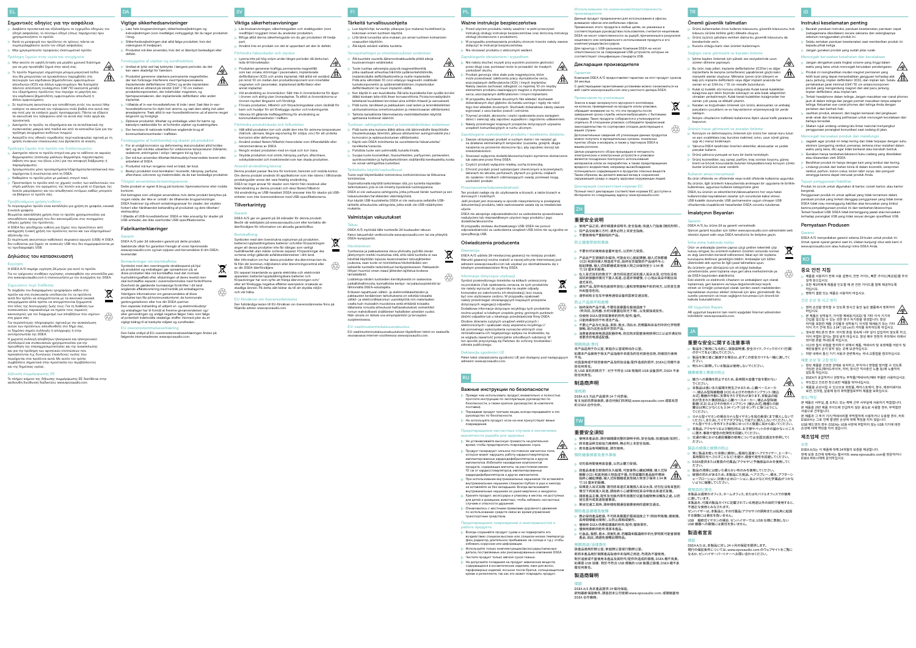EL

## Σημαντικές οδηγίες για την ασφάλεια

- Διαβάστε προσεκτικά και ολοκληρωμένα το εγχειρίδιο οδηγιών, τον οδηγό ασφαλείας, τον οδηγό γρήγορης έναρξης και όλα τα συνοδευτικά έγγραφα πριν χρησιμοποιήσετε το προϊόν.
- Κατά τη μεταφορά του προϊόντος σε τρίτους, πάντα να συμπεριλαμβάνετε αυτόν τον οδηγό ασφαλείας.
- Μην χρησιμοποιείτε προφανώς ελαττωματικό προϊόν.

### Πρόληψη ζημιών στην υγεία και ατυχημάτων

- Μην ακούτε σε υψηλή ένταση για μεγάλο χρονικό διάστημα για να μην προκληθεί βλάβη στην ακοή σας.
- Το προϊόν δημιουργεί ισχυρότερα μόνιμα μαγνητικά πεδία που θα μπορούσαν να προκαλέσουν παρεμβολές στη λειτουργία των καρδιακών βηματοδοτών, εμφυτευμένων απινιδωτών (ICD) και άλλων εμφυτευμάτων. Να διατηρείτε πάντοτε απόσταση τουλάχιστον 3.94"/10 εκατοστά μεταξύ του εξαρτήματος προϊόντος που περιέχει το μαγνήτη και του καρδιακού βηματοδότη, εμφυτευμένου απινιδωτή ή άλλου εμφυτεύματος.
- Σε περίπτωση ακουστικών για τοποθέτηση εντός του αυτιού: Μην εισάγετε τα ακουστικά του τηλεφώνου πολύ βαθιά στα αυτιά σας και ποτέ μην τα εισάγετε χωρίς προσαρμογείς. Πάντα να εξάγετε τα ακουστικά του τηλεφώνου από τα αυτιά σας πολύ αργά και προσεκτικά.
- Διατηρείτε το προϊόν, τα εξαρτήματα και τα ανταλλακτικά της συσκευασίας μακριά από παιδιά και από τα κατοικίδια ζώα για την πρόληψη ατυχημάτων κινδύνων πνιγμού.
- Ακολουθήστε τους εθνικούς κανόνες κυκλοφορίας σχετικά με τη χρήση προϊόντος επικοινωνίας ενώ βρίσκεστε σε κίνηση.

### Πρόληψη ζημιών στο προϊόν και δυσλειτουργίες

- Διατηρείτε πάντα το προϊόν στεγνό και μην το εκθέτετε σε ακραίες θερμοκρασίες (στεγνωτήρι μαλλιών, θερμάστρα, παρατεταμένη έκθεση στο φως του ήλιου, κ.λπ.) για την αποφυγή διάβρωσης ή παραμόρφωσης.
- Χρησιμοποιείτε μόνο προσαρμογείς/εξαρτήματα/ανταλλακτικά που παρέχονται ή συνιστώνται από τη DSEA.
- Καθαρίζετε το προϊόν μόνο με μαλακό, στεγνό πανί.
- Προστατεύετε το προϊόν από τις χημικές ουσίες των καλλυντικών, του σπρέι μαλλιών, του αρώματος, της λοσιόν για μετά το ξύρισμα, της λοσιόν μαυρίσματος και του απωθητικού εντόμων, καθώς μπορούν να βλάψουν το προϊόν σας.

### Προβλεπόμενη χρήση/ευθύνη

Το συγκεκριμένο προϊόν είναι κατάλληλο για χρήση σε γραφεία, οικιακά ή κεντρικά γραφεία.

Θεωρείται ακατάλληλη χρήση όταν το προϊόν χρησιμοποιείται για οποιαδήποτε εφαρμογή που δεν κατονομάζεται στις συνημμένες οδηγίες χρήσης του προϊόντος.

Η DSEA δεν αποδέχεται ευθύνη για ζημιές που προκύπτουν από κατάχρηση ή κακή χρήση του προϊόντος αυτού και των εξαρτημάτων/αξεσουάρ του.

Σε περίπτωση ακουστικών καθολικού σειριακού διαύλου (USB): Η DSEA δεν ευθύνεται για ζημιές σε συσκευές USB που δεν συμμορφώνονται με τις προδιαγραφές USB.

## Δηλώσεις του κατασκευαστή

### Εγγύηση

Η DSEA A/S παρέχει εγγύηση 24 μηνών για αυτό το προϊόν.

Για τις τρέχουσες συνθήκες εγγύησης, επισκεφθείτε την ιστοσελίδα μας στο www.eposaudio.com ή επικοινωνήστε με τον συνεργάτη της DSEA.

### Σημειώσεις περί διάθεσης

Το σύμβολο του διαγραμμένου τροχοφόρου κάδου στο προϊόν και στη συσκευασία υποδεικνύει ότι τα προϊόντα αυτά δεν πρέπει να απορρίπτονται με τα κοινοτικά οικιακά απορρίμματα αλλά πρέπει να απορρίπτονται ξεχωριστά στο τέλος της λειτουργικής ζωής τους. Για τη διάθεση των συσκευασιών, παρακαλούμε να τηρείτε τους νομικούς κανονισμούς για τον διαχωρισμό των αποβλήτων στην χώρα σας.

Για περισσότερες πληροφορίες σχετικά με την ανακύκλωση αυτών των προϊόντων, απευθυνθείτε στο δήμο σας, το δημόσιο σημείο συλλογής ή αντιπρόσωπό της DSEA.

Η χωριστή συλλογή αποβλήτων ηλεκτρικού και ηλεκτρονικού εξοπλισμού και συσκευασιών χρησιμοποιείται για την προώθηση της επαναχρησιμοποίησης και της ανακύκλωσης και για την πρόληψη των αρνητικών επιπτώσεων που προκαλούνται π.χ. δυνητικώς επικίνδυνες ουσίες που περιέχονται στα προϊόντα αυτά. Με αυτόν τον τρόπο συμβάλλετε σημαντικά στην προστασία του περιβάλλοντος και της δημόσιας υγείας.

### Δηλώσεις συμμόρφωσης ΕΕ

Το πλήρες κείμενο της δήλωσης συμμόρφωσης ΕΕ διατίθεται στην ακόλουθη διεύθυνση διαδικτύου: www.eposaudio.com.

DA

## Vigtige sikkerhedsanvisninger

- Læs hele brugsanvisningen, sikkerhedsvejledningen og lynvejledningen (som medfølger) omhyggeligt, før du tager produktet i brug.
- Sikkerhedsvejledningen skal altid følge produktet, hvis det videregives til tredjepart.
- Produktet må ikke anvendes, hvis det er åbenlyst beskadiget eller defekt.

### Forebyggelse af ulykker og sundhedsfare

- Undlad at lytte ved høj lydstyrke i længere perioder, da det kan være skadeligt for hørelsen.
- Produktet genererer stærkere permanente magnetfelter, der kan forstyrre interferens med hjertepacemakere, implanterede defibrillatorer (ICDer) og andre implantater. Hold altid en afstand på mindst 3,94" / 10 cm mellem den produktkomponent, der indeholder magneten, og hjertepacemakeren, den implanterede defibrillator eller andet implantat.
- I tilfælde af in-ear-hovedtelefoner til inde i øret: Sæt ikke in-ear-hovedtelefonerne for dybt ind i ørerne, og sæt dem aldrig ind uden øreadapterne. Træk altid in-ear-hovedtelefonerne ud af ørerne meget langsomt og forsigtigt.
- Opbevar produktet, tilbehør og emballage uden for børns og kæledyrs rækkevidde for at forhindre ulykker og kvælningsfare.
- Der henvises til nationale trafikloves angående brug af kommunikationsenheder i trafikken.

### Forebyggelse af funktionsfejl og skader på produktet

- For at undgå korrosion og deformering skal produktet altid holdes tørt, og det må ikke udsættes for voldsomme temperaturer (hårtørrer, radiator, sollyseksponering i solen i længere tid og lign.).
- Der må kun anvendes tilbehør/ekstraudstyr/reservedele leveret eller anbefalet af DSEA.
- Produktet må kun rengøres med en blød, tør klud.
- Beskyt produktet mod kemikalier i kosmetik, hårspray, parfume, aftershave, solcreme og insektmiddel, da de kan beskadige produktet.

### Tilsigtet anvendelse/Anvendelsesansvar

Dette produkt er egnet til brug på kontorer, hjemmekontorer eller mobile kontorer.

Det betragtes som utilsigtet anvendelse, hvis dette produkt benyttes på nogen måde, der ikke er omtalt i de tilhørende brugsanvisninger. DSEA fralægger sig ethvert erstatningsansvar for skader, der skyldes forkert eller hårdhændet behandling af produktet og dets tilbehør/ekstraudstyr.

I tilfælde af USB-hovedtelefoner: DSEA er ikke ansvarlig for skader på USB-enheder, der ikke overholder USB-specifikationerne.

## Fabrikanterklæringer

### Garanti

DSEA A/S yder 24 måneders garanti på dette produkt.

Gældende vilkår for garantien fremgår af vores hjemmeside www.eposaudio.com og kan også oplyses ved henvendelse til din DSEA-leverandør.

### Bemærkninger om bortskaffelse

Symbolet med den overstregede skraldespand på hjul på produktet og emballagen gør opmærksom på, at disse produkter ikke må bortskaffes med det normale husholdningsaffald efter afslutningen af deres levetid men skal bortskaffes separat i overensstemmelse med forskrifterne. Overhold de gældende lovmæssige forskrifter i dit land angående affaldssortering med hensyn til emballagerne.

Yderligere informationer om genanvendelse af disse produkter kan fås på kommunekontoret, de kommunale genbrugsstationer eller hos din DSEA-partner.

Den separate indsamling af udtjent el- og elektronikudstyr og emballager har til formål at fremme genanvendelsen og/eller genbrug og undgå negative følger, fx. som følge af potentielt indeholdte skadelige stoffer. Herved yder du et vigtigt bidrag til at beskytte miljøet og sundheden.

### EU-overensstemmelseserklæring

Den fuldstændige tekst i EU-overensstemmelseserklæringen findes på følgende internetadresse: www.eposaudio.com.

SV

## Viktiga säkerhetsanvisningar

- Läs bruksanvisningen, säkerhetsguiden och snabbguiden (om sådana medföljer) noggrant innan du använder produkten.
- Bifoga alltid denna säkerhetsguide om du ger produkten till tredje part.
- Använd inte en produkt om det är uppenbart att den är defekt.

### Förhindra hälsoskador och olyckor

- Lyssna inte på hög volym under längre perioder då detta kan leda till hörselskador.
- Produkten genererar kraftiga, permanenta magnetfält som kan orsaka störningar i pacemakers, implanterade defibrillatorer (ICD) och andra implantat. Håll alltid ett avstånd på minst 10 cm mellan den produktkomponent som innehåller magneten och pacemakern, den implanterade defibrillatorn eller annat implantat.
- Vid användning av öronhörlurar: Sätt inte in öronhörlurarna för djupt i öronen och aldrig utan öronadaptrar. Ta alltid ut öronhörlurarna ur öronen mycket långsamt och försiktigt.
- Förvara produkten, tillbehör och förpackningsdelar utom räckhåll för barn och husdjur för att förebygga olyckor och kvävningsrisk.
- Hänvisa till gällande trafiklagstiftning för användning av kommunikationsenheter i trafiken.

### Förhindra produktskada och felfunktion

- Håll alltid produkten torr och utsätt den inte för extrema temperaturer (hårtork, värmare, långre exponering för solljus, osv.) för att undvika korrosion eller deformering.
- Använd endast fästen/tillbehör/reservdelar som tillhandahålls eller rekommenderas av DSEA.
- Rengör endast produkten med en mjuk och torr trasa.
- Skydda produkten mot smink, hårspray, parfym, aftershave, solskyddsmedel och insektsmedel som kan skada produkten.

### Avsedd användning/ansvar

Denna produkt passar lika bra för kontoret, hemma och mobila kontor. Om denna produkt används till applikationer som inte nämns i tillhörande produktguider anses det vara felaktig användning.

DSEA tar inget ansvar för skador som härrör från missbruk eller felanvändning av denna produkt och dess fästen/tillbehör.

Vid användning av USB-headset: DSEA ansvarar inte för skador på USB-enheter som inte överensstämmer med USB-specifikationerna.

## Tillverkarintyg

### Garanti

DSEA A/S ger en garanti på 24 månader för denna produkt.

Besök vår webbplats på www.eposaudio.com eller kontakta din återförsäljare för information om aktuella garantivillkor.

### Bortskaffning

Symbolen med den överstrukna soptunnan på produkten, batterierna/uppladdningsbara batterier och/eller förpackningen anger att dessa produkter inte får slängas som vanligt hushållsavfall utan måste sorteras separat. Förpackningar ska sorteras enligt gällande avfallsbestämmelser i ditt land.

Mer information om hur dessa produkter ska återvinnas kan du få från din kommun, miljöstation eller återvinningscentral eller av din DSEA-återförsäljare.

Ett separat insamlande av gamla elektriska och elektroniska apparater, batterier/uppladdningsbara batterier och förpackningar har som syfte att främja återvinning och/eller att förebygga negativa effekter exempelvis orsakade av skadliga ämnen. På detta sätt bidrar du till att skydda miljön och vår hälsa.

### EU-försäkran om överensstämmelse

Den fullständiga texten till EU-försäkran om överensstämmelse finns på följande adress: www.eposaudio.com.

FI

## Tärkeitä turvallisuusohjeita

- Lue käyttöohje, turvaohje, pikaopas (jos mukana) huolellisesti ja kokonaan ennen tuotteen käyttöä.
- Liitä tämä turvaohje aina mukaan, jos annat tuotteen kolmannen osapuolen käyttöön.
- Älä käytä selvästi viallista tuotetta.

### Terveyshaittojen ja onnettomuuksien estäminen

- Älä kuuntele suurella äänenvoimakkuudella pitkiä aikoja kuulovammojen estämiseksi.
- Tuote tuottaa vahvempia pysyviä magneettikenttiä, jotka saattavat aiheuttaa häiriöitä sydämentahdistimille, implantoiduille defibrillaattoreille ja muille implanteille. Pidä aina vähintään 10 cm:n etäisyys magneetin sisältävän tuotekomponentin ja sydämentahdistimen, implantoidun defibrillaattorin tai muun implantin välillä.
- Kun käytät in-ear-kuulokkeita: Älä laita kuulokkeita liian syvälle korviisi äläkä koskaan laita niitä ilman korvasovittimia. Poista korvakäytävän kuulokkeet kuulokkeet korvistasi aina erittäin hitaasti ja varovasti.
- Pidä tuote, tarvikkeet ja pakkauksen osat lasten ja lemmikkieläinten ulottumattomissa onnettomuuksien ja tukehtumisvaaran estämiseksi.
- Tarkista kansallisista liikennelaeista viestintälaitteiden käyttö ajettaessa koskevat säännöt.

### Tuotteen vahingoittumisen ja toimintahäiriöiden estäminen

- Pidä tuote aina kuivana äläkä altista sitä äärimmäisille lämpötiloille (hiustenkuivaaja, lämmitin, pitkään altistuminen auringonvalolle jne.) korroosion ja epämuodostumien välttämiseksi.
- Käytä vain DSEA:n toimittamia tai suosittelemia lisävarusteita/tarvikkeita/varaosia.
- Puhdista tuote vain pehmeällä, kuivalla liinalla.
- Suojaa tuote kosmetiikan, hiussuihkeiden, parfyymien, partavesien, aurinkovoiteiden ja hyönteiskarkotteiden sisältämiltä kemikaaleilta koska ne voivat vahingoittaa tuotettasi.

### Tarkoitettu käyttö/vastuullisuus

Tuote sopii käytettäväksi toimistoissa, kotitoimistoissa tai liikkuessa toimistoissa.

Sopimattomaksi käytöksi tarkoitetaan sitä, jos tuotetta käytetään tarkoitukseen, jota ei ole mainittu kyseisissä tuoteoppaissa.

DSEA ei ole vastuussa vahingoista, jotka johtuvat tämän tuotteen ja sen lisävarusteiden/-tarvikkeiden väärinkäytöstä.

Kun käytät USB-kuulokkeita: DSEA ei ole vastuussa sellaisille USB-laitteille aiheutuvista vahingoista, jotka eivät ole USB-määritysten mukaisia.

## Valmistajan vakuutukset

### Takuu

DSEA A/S myöntää tälle tuotteelle 24 kuukauden takuun.

Katso takuuehdot verkkosivulta www.eposaudio.com tai ota yhteyttä DSEA-kumppaniisi.

### Hävittäminen

Tuotteessa ja pakkauksessa oleva yliviivattu pyörillä olevan jäteastian symboli merkitsee, että nämä tuotteet on hävitettävä käyttöiän lopussa erillään talousjätteistä. Pakkausten hävittämisessä on noudatettava kansallisia lakisääteisiä jätteiden lajittelua koskevia sääntöjä.

Lisätietoja näiden tuotteiden kierrätyksestä on saatavissa paikallishallinnosta, kunnallisista keräys- tai palautuspisteistä tai DSEA-edustajalta.

Erikseen tapahtuvan sähkö- ja elektroniikkalaitteiden ja pakkausten keräämisen tarkoituksena on edistää toisiaalta sähkö- ja elektroniikkaromun uudelleenkäyttöä ja/tai kierrätystä ja estää niissä esimerkiksi mahdollisesti olevien vaarallisten aineiden aiheuttamat kielteiset vaikutukset. Näin toimimalla osallistut merkittävällä tavalla ympäristön ja terveyden suojeluun.

### EU-vaatimustenmukaisuusvakuutus

EU-vaatimustenmukaisuusvakuutuksen täydellinen teksti on saatavilla seuraavasta internet-osoitteesta: www.eposaudio.com.

PL

## Ważne instrukcje bezpieczeństwa

- Przed użyciem produktu należy uważnie i w pełni przeczytać instrukcję obsługi, instrukcję bezpieczeństwa oraz skróconą instrukcję obsługi (dostarczone z produktem).
- W przypadku przekazywania produktu stronom trzecim należy zawsze dołączyć tę instrukcję bezpieczeństwa.
- Nie stosować produktu z widocznymi wadami.

### Zapobieganie obrażeniom i wypadkom

- Nie należy słuchać muzyki przy wysokim poziomie głośności przez długi czas, ponieważ może to prowadzić do trwałych uszkodzeń słuchu.
- Produkt generuje silne stałe pole magnetyczne, które może powodować zakłócenia pracy stymulatorów serca, wszczepionych defibrylatorów (ICD) i innych implantów. Należy zawsze zachować odległość co najmniej 10 cm między elementem produktu zawierającym magnes a stymulatorem serca, wszczepionym defibrylatorem i innym implantem.
- W przypadku słuchawek dousznych: Nie wkładać słuchawek dokanałowych zbyt głęboko do kanału usznego i nigdy nie robić tego bez wkładek dousznych. Słuchawki dokanałowe należy zawsze wyjmować z ucha bardzo powoli i ostrożnie.
- Trzymać produkt, akcesoria i części opakowania poza zasięgiem dzieci i zwierząt, aby zapobiec wypadkom i zagrożeniu uduszeniem.
- Należy przestrzegać krajowych przepisów dotyczących używania urządzeń komunikacyjnych w ruchu drogowym.

### Zapobieganie uszkodzeniom produktu i wadliwemu działaniu

- Zawsze utrzymywać produkt w suchym stanie i nie narażać go na działanie ekstremalnych temperatur (suszarka, grzejnik, długie narażenie na promienie słoneczne itp.), aby zapobiec korozji lub zniekształceniom.
- Stosować wyłącznie dodatki/akcesoria/części wymienne dostarczone lub zalecane przez firmę DSEA.
- Czyścić produkt wyłącznie miękką, suchą ściereczką.
- Chronić produkt przed substancjami chemicznymi w kosmetykach, lakierach do włosów, perfumach, płynach po goleniu, olejkach do opalania i środkach odstraszających owady, ponieważ mogą uszkodzić produkt.

### Przeznaczenie/odpowiedzialność

Ten produkt nadaje się do użytkowania w biurach, a także biurach w domowych i mobilnych.

Jeśli produkt jest stosowany w sposób niewymieniony w powiązanej dokumentacji produktu, takie zastosowanie uważa się za niewłaściwe użycie.

DSEA nie akceptuje odpowiedzialności za uszkodzenia spowodowane nadużyciem lub nieprawidłowym użyciem tego produktu i jego dodatków/akcesoriów.

W przypadku zestawu słuchawkowego USB: DSEA nie ponosi odpowiedzialności za uszkodzenia urządzeń USB, które nie są zgodne ze specyfikacją USB.

## Oświadczenia producenta

### Gwarancja

DSEA A/S udziela 24-miesięcznej gwarancji na niniejszy produkt.

Warunki gwarancji można znaleźć w naszej witrynie internetowej pod adresem www.eposaudio.com lub uzyskać po skontaktowaniu się z lokalnym przedstawicielem firmy DSEA.

### Informacje dotyczące utylizacji

Symbol przekreślonego śmietnika na kółkach umieszczony na produkcie i/lub opakowaniu oznacza, że tych produktów na etapie wycofania ich z eksploatacji nie wolno wyrzucać wraz z domowymi odpadami, lecz trzeba je oddzielnie utylizować. W przypadku opakowań należy przestrzegać obowiązujących krajowych przepisów dotyczących segregacji odpadów.

Dodatkowe informacje dotyczące recyklingu tych produktów można uzyskać w lokalnym urzędzie gminy, gminnych punktach zbiórki odpadów lub u lokalnego przedstawiciela firmy DSEA.

Osobne zbieranie zużytych urządzeń elektrycznych i elektronicznych i opakowań służy wspieraniu recyklingu i/lub ponownego wykorzystania surowców wtórnych oraz minimalizowaniu negatywnego wpływu na środowisko, np. ze względu zawartość potencjalnie szkodliwych substancji. W ten sposób przyczyniają się Państwo do ochrony środowiska i zdrowia publicznego.

### Deklaracja zgodności UE

Pełen tekst oświadczenia o zgodności UE jest dostępny pod następującym adresem: www.eposaudio.com.

RU

## Важные инструкции по безопасности

- Прежде чем использовать продукт, внимательно и полностью прочтите инструкцию по эксплуатации, руководство по безопасности, а также краткое руководство (в комплекте поставки).
- Передавая продукт третьим лицам, всегда передавайте и это руководство по безопасности.
- Не используйте продукт, если на нем присутствуют явные повреждения.

### Предотвращение несчастных случаев и исключение вероятности ущерба для здоровья

- Не устанавливайте высокую громкость на длительное время, чтобы предотвратить повреждения слуха.
- Продукт генерирует сильное постоянное магнитное поле, которое может нарушить работу кардиостимуляторов, имплантированных кардиодефибрилляторов и других имплантатов. Избегайте нахождения компонентов продукта, содержащих магниты, на расстоянии менее 10 см от кардиостимуляторов, имплантированных кардиодефибрилляторов и других имплантатов.
- При использовании внутриканальных наушников: Не вставляйте внутриканальные наушники слишком глубоко в ухо и никогда не вставляйте их без вкладышей. Всегда вытаскивайте внутриканальные наушники из ушей медленно и аккуратно.
- Храните продукт, аксессуары и упаковку в местах, не доступных для детей и домашних животных, чтобы избежать несчастных случаев и опасности удушения.
- Ознакомьтесь с местными правилами дорожного движения по использованию средств связи во время управления транспортным средством.

### Предотвращение повреждений и неисправностей в работе продукта

- Всегда сохраняйте продукт сухим и не подвергайте его воздействию слишком высоких или слишком низких температур (фен, радиатор, длительное пребывание на солнце и т.д.), чтобы избежать коррозии или деформации.
- Используйте только комплектующие/аксессуары/запасные детали, поставляемые или рекомендованные компанией DSEA.
- Чистите продукт только мягкой сухой тканью.
- Не допускайте попадания на продукт химических веществ, содержащихся в косметических изделиях, лаке для волос, парфюмерных изделиях, лосьоне после бритья, солнцезащитном креме и репеллентах, так как это может повредить продукт.

### Использование по назначению/ответственность производителя

Данный продукт предназначен для использования в офисах, домашних офисах или мобильных офисах.

Применение этого продукта в любых целях, не указанных в соответствующих руководствах пользователя, считается неналежащим использованием продукта.

DSEA не несет ответственности за ущерб, причиненный в результате ненадлежащего или неправильного использования продукта и его комплектующих/аксессуаров.

Для гарнитур с USB-разъемом: Компания DSEA не несет ответственности за повреждение USB-устройств, которые не соответствуют спецификациям стандарта USB.

## Декларация производителя

### Гарантия

Компания DSEA A/S предоставляет гарантию на этот продукт сроком 24 месяца.

С действующими гарантийными условиями можно ознакомиться на веб-сайте www.eposaudio.com или у партнера DSEA.

### Примечания по утилизации

Значок в виде зачеркнутого мусорного контейнера на колесах, помещенный на продукте и/или упаковке, обращает внимание на то, что эти продукты после завершения срока службы нельзя выбрасывать с бытовыми отходами. Такие продукты собираются и утилизируются отдельно. В отношении упаковок соблюдайте предписания законодательства по сортировке отходов, действующие в вашей стране.

Дополнительные сведения об утилизации данных продуктов можно получить в муниципальных органах, местных пунктах сбора и возврата, а также у партнеров DSEA в вашем регионе.

Целью раздельного сбора пришедших в негодность электрических и электронных устройств и упаковки является повторное потребление использованных материалов и/или их переработка, а также предотвращение вредного воздействия, например вызываемого потенциально содержащимися в продуктах опасными веществами. Таким образом, вы делаете важный вклад в сохранение окружающей среды и защиту здоровья населения.

### Декларация соответствия нормам ЕС

Полный текст декларации соответствия нормам ЕС доступен в Интернете по следующему адресу: www.eposaudio.com.

ZH

## 重要安全说明

- 使用产品之前，请仔细通读使用说明书、安全指南、快速入门指南（随附时附）。
- 将产品交给第三方时，请务必附上本安全指南。
- 不要使用有严重缺陷的产品。

### 防止健康受损和事故

- 不要长时间使用高音量听音乐，以防听力受损。
- 产品会产生强烈的永磁场，可能会干扰心脏起搏器、植入式除颤器（ICD）和其他植入物的运行。始终在包含磁铁的产品组件与心脏起搏器、植入式除颤器或其他植入物之间保持至少 3.94 英寸/10 厘米的距离。
- 在入耳式耳机的情况下：请勿将耳机过深地插入耳朵中，切勿在没有耳塞的情况下插入耳道。总是非常缓慢、小心地从耳朵中取出入耳式耳机。
- 将产品、配件和包装部件放在儿童和宠物接触不到的地方，以防发生意外和窒息危险。
- 在驾驶时使用通信设备，请遵守交通法规。

### 防止产品损坏和故障

- 始终保持产品干燥，不要让其暴露在极端温度下（吹风机、加热器、长时间暴露在阳光下等），以免腐蚀或变形。
- 仅使用 DSEA 提供或推荐的附件/配件/备件。
- 只能用柔软的干布清洁产品。
- 产品应远离化妆品、发胶、香水、须后水、防晒霜和驱虫剂中的化学物质接触，因为这些化学物质可能会损坏产品。

### 预期用途/责任

本产品适用于办公室、家庭办公室和移动办公室。

对于本产品未在相关产品指南中提及的任何应用，使用本产品均被视为使用不当。

对因滥用或不当使用本产品和附加装置/配件造成的损坏，DSEA公司概不承担任何责任。

在 USB 耳机的情况下：对于不符合 USB 规格的 USB 设备损坏，DSEA 不承担任何责任。

## 制造商声明

### 保修期

DSEA A/S 为此产品提供 24 个月保修。

有关当前的保修条款，请访问我们的网站 www.eposaudio.com 或联系您的 DSEA 合作伙伴。

TW

## 重要安全須知

- 使用本產品前，請仔細閱讀使用說明手冊、安全指南、快速指南（如附）。
- 將本產品移交給第三方時，務必附上本安全指南。
- 請勿使用有明顯缺陷的產品。

### 預防健康損害及意外事故

- 切勿長時間使用高音量，以防止聽力損傷。
- 本產品會產生較強的永久磁場，可能會對心臟起搏器、植入式除顫器（ICD）和其他植入物造成干擾。在含磁鐵的產品組件與心臟起搏器、植入式除顫器或其他植入物之間務必保持至少 3.94 英吋/10 公分的距離。
- 若是入耳式耳機：請勿將耳機插入耳朵太深處，切勿在沒有耳塞的情況下將耳機插入耳道。請務必小心緩慢地從耳朵中取出入耳式耳機。
- 請將產品及配件和包裝部件放在兒童和寵物無法觸及之處，以防發生意外和窒息危險。
- 遵守交通法規，請勿在駕駛時使用通訊裝置。

### 預防產品損壞及故障

- 務必保持產品乾燥，不可將其暴露於極端溫度之下（例如吹風機、暖氣機、長時間曝曬於陽光下等），以防生鏽或變形。
- 僅使用 DSEA 供應或建議的附件/配件/替換零件。
- 僅使用柔軟的乾布清潔本產品。
- 化妝品、髮膠、香水、鬍後水、防曬霜和驅蟲劑中的化學物質可能會損壞本產品，因此應將本產品遠離這些物品。

### 預期用途/法律責任

該產品適用於辦公室、家庭辦公室與行動辦公室。

若將本產品用於相關產品指南中未提及的用途，即視為不當使用。

對於濫用或不當使用本產品及其附件/配件所造成的損壞，DSEA 概不負責。

如遇到 USB 耳機：對於不符合 USB 規格的 USB 裝置之損壞，DSEA 概不負責。

## 製造商聲明

### 保固

DSEA A/S 為本產品提供 24 個月保固。

欲知最新保固條件，請造訪我們的網站 www.eposaudio.com，或聯絡當地 DSEA 合作夥伴。

TR

## Önemli güvenlik talimatları

- Ürünü kullanmadan önce kullanım kılavuzunu, güvenlik kılavuzunu, hızlı kılavuzu (ürünle birlikte gelir) dikkatlice okuyun.
- Ürünü üçüncü şahıslara verirken daima bu güvenlik kılavuzunu da beraberinde verin.
- Kusuru olduğu bariz olan ürünleri kullanmayın.

### Sağlığa zarar gelmesini ve kazaları önleme

- İşitme kaybını önlemek için yüksek ses seviyelerinde uzun süreler dinleme yapmayın.
- Bu ürün, kalp pilleri, implante defibrilatörler (ICD'ler) ve diğer implantlarla ile karışma (enterferans) yapabilecek güçlü kalıcı manyetik alanlar oluşturur. Mıknatıs içeren ürün bileşeni ve kalp pili, implante defibrilatör veya diğer implant arasında her zaman en az 3,94 inç / 10 cm mesafe bulundurun.
- Kulak içi kulaklık söz konusu olduğunda: Kulak kanalı kulaklıkları kulağınıza aşırı derin bir şekilde sokmayın ve asla kulak adaptörleri olmadan yerleştirmeyin. Kulak kanalı kulaklıkları kulağınızdan her zaman çok yavaş ve dikkatli çıkarın.
- Kazaları ve boğulmaları önlemek için ürünü, aksesuarları ve ambalaj parçalarını çocukların ve ev hayvanlarının erişemeyeceği bir yerde saklayın.
- İletişim cihazlarının trafikteki kullanımına ilişkin ulusal trafik yasalarına başvurun.

### Ürünün hasar görmesini ve arızaları önleme

- Korozyonu ve deformasyonu önlemek için ürünü her zaman kuru tutun ve aşırı sıcaklıklara (saç kurutma makinesi, ısıtıcı, uzun süreli güneş ışığına maruz kalma vb.) maruz bırakmayın.
- Yalnızca DSEA tarafından önerilen ekleritler, aksesuarlar ve yedek parçalar kullanın.
- Ürünü yalnızca yumuşak ve kuru bir bezle temizleyin.
- Ürünü kozmetikler, saç spreyi, parfüm, tıraş sonrası losyonu, güneş kremi ve böcek kovucularda bulunan kimyasallara karşı koruyun çünkü bunlar ürününüze zarar verebilir.

### Kullanım amacı/sorumluluk

Bu ürün ofislerde, ev ofislerinde veya mobil ofislerde kullanıma uygundur.

Bu ürünün, ilgili ürünlerin kılavuzlarında anılmayan bir uygulama ile birlikte kullanılması, uygunsuz kullanım kategorisine girer.

DSEA, bu ürünün ve eklentilerinin/aksesuarlarının hor veya hatalı kullanımından kaynaklanan zararlar için sorumluluk kabul etmez.

USB kulaklık durumunda: USB şartnamesine uygun olmayan USB cihazlarında oluşabilecek hasarlardan DSEA sorumlu tutulamaz.

## İmalatçının Beyanları

### Garanti

DSEA A/S, bu ürüne 24 ay garanti vermektedir.

Güncel garanti koşulları için lütfen www.eposaudio.com adresindeki web sitemizi ziyaret edin veya DSEA temsilciniz ile iletişime geçin.

### Atma imha hakkında notlar

Ürün ve ambalajda üzerine çarpı işareti çizilmiş tekerlekli çöp kutusu simgesi, bu ürünlerin kullanım ömürleri sonunda normal ev atığı üzerinden bertaraf edilmemesi, fakat ayrı bir toplama kuruluşuna teslimesi gerektiğini bildirir. Ambalajlar için lütfen ülkenizdeki atık ayırma ile ilgili yasal talimatlara uyun.

Bu ürünlerin geri dönüşümü için ek bilgiyi belediye yönetiminizde, yerel toplama veya geri alma merkezlerinde ya da DSEA bayinizden alabilirsiniz.

Eski elektrikli ve elektronik cihazların ve ambalajların ayrı olarak toplanması, geri kazanımı ve/veya değerlendirmeyi teşvik etmek ve örneğin potansiyel olarak içerdikleri zararlı maddeler kaynaklanan olumsuz etkileri önlemek için işlev görmektedir. Bu sayede çevrenin ve insan sağlığının korunmasına önemli katkıda bulunmuş olursunuz.

### AB Uygunluk Beyanı

AB uygunluk beyanının tam metni aşağıdaki internet adresinden indirilebilir: www.eposaudio.com.

ID

## Instruksi keselamatan penting

- Bacalah panduan instruksi, panduan keselamatan, panduan cepat (sebagaimana disediakan) secara saksama dan sepenuhnya sebelum menggunakan produk ini.
- Selalu sertakan panduan keselamatan saat memberikan produk ini kepada pihak ketiga.
- Jangan gunakan produk yang sudah jelas rusak.

### Mencegah kerusakan kesehatan dan kecelakaan

- Jangan dengarkan pada tingkat volume yang tinggi dalam waktu yang lama untuk mencegah kerusakan pendengaran.
- Produk ini menghasilkan medan magnet permanen yang lebih kuat yang dapat menyebabkan gangguan terhadap alat pacu jantung, implan defibrillator (ICD), dan implan lain. Selalu pertahankan jarak minimal 3,94"/10 cm antara komponen produk yang mengandung magnet dan alat pacu jantung, implan defibrillator, atau implan lain.
- Terkait headphone dalam telinga: Jangan masukkan ear-canal phones jauh di dalam telinga dan jangan pernah masukkan tanpa adaptor telinga. Keluarkan ear-canal phones dari telinga Anda dengan perlahan dan berhati-hati.
- Jauhkan produk, aksesori, dan bagian kemasan dari jangkauan anak-anak dan binatang peliharaan untuk mencegah kecelakaan dan bahaya tersedak.
- Silakan rujuk undang-undang lalu lintas nasional menyangkut penggunaan perangkat komunikasi saat sedang di jalan.

### Mencegah kerusakan produk dan malfungsi

- Jagalah agar produk ini tetap kering dan tidak terpapar dengan suhu ekstrem (pengering rambut, pemanas, terkena sinar matahari dalam waktu yang lama, dll.) agar tidak berkarat atau berubah bentuk.
- Gunakan hanya tambahan/aksesori/suku cadang yang disediakan atau disarankan oleh DSEA.
- Bersihkan produk ini hanya dengan kain yang lembut dan kering.
- Lindungi produk dari bahan kimia di dalam kosmetik, semprotan rambut, parfum, losion cukur, losion tabir surya, dan pengusir serangga karena dapat merusak produk Anda.

### Tujuan penggunaan/liabilitas

Produk ini cocok untuk digunakan di kantor, rumah kantor, atau kantor bergerak.

Penggunaan produk ini untuk aplikasi yang tidak tercantum dalam panduan produk yang terkait dianggap penggunaan yang tidak benar.

DSEA tidak mau menanggung liabilitas atas kerusakan yang timbul karena penyalahgunaan produk ini dan tambahan/aksesorinya.

Terkait headset USB: DSEA tidak bertanggung jawab atas kerusakan terhadap perangkat USB yang tidak sesuai dengan spesifikasi USB.

## Pernyataan Produsen

### Garansi

DSEA A/S menyediakan garansi selama 24 bulan untuk produk ini.

Untuk syarat-syarat garansi saat ini, silakan kunjungi situs web kami di www.eposaudio.com atau hubungi mitra DSEA Anda.

KO

## 중요 안전 지침

- 제품을 사용하기 전에 사용 설명서, 안전 가이드, 빠른 가이드(제공된 경우)를 주의 깊게 읽으십시오.
- 제품을 제3자에게 제공할 때는 항상 이 안전 가이드를 함께 제공하십시오.
- 명백히 결함이 있는 제품은 사용하지 마십시오.

### 건강 손상 및 사고 방지

- 청력 손상을 방지할 수 있도록 장시간 동안 높은 볼륨에서 청취하지 마십시오.
- 본 제품은 심장박동기, 이식형 제세동기(ICD) 및 기타 이식 기기의 간섭을 일으킬 수 있는 강한 영구 자기장을 생성합니다. 영상 자석을 포함한 제품 구성품과 심장박동기, 이식형 제세동기 또는 기타 이식 기기 간에 적어도 3.94"/10 cm의 거리를 유지하도록 하십시오.
- 인이어 헤드폰의 경우: 이어폰을 귀에 너무 깊이 삽입하지 말고 이어 어댑터 없이는 절대 삽입하지 마십시오. 항상 매우 천천히 주의해서 귀에서 이어폰을 빼내십시오.
- 사고와 질식 위험을 방지하기 위해 제품, 액세서리 및 포장재를 어린이 및 애완동물의 손이 닿지 않는 곳에 보관하십시오.
- 차량 내에서 통신 기기 사용과 관련해서는 국내 교통법을 참조하십시오.

### 제품 손상 및 고장 방지

- 항상 제품을 건조한 상태로 유지하고, 부식이나 변형을 방지할 수 있도록 극단적 온도(헤어드라이어, 히터, 장시간 직사광선 노출 등)에 노출하지 마십시오.
- DSEA가 공급하거나 권장하는 부착물/액세서리/예비 부품만 사용하십시오.
- 부드럽고 건조한 천으로만 제품을 닦아야 합니다.
- 제품을 손상시킬 수 있으므로 화장품, 헤어스프레이, 향수, 애프터쉐이브 로션, 선크림, 방충제 등의 화학물질로부터 제품을 보호하십시오.

### 용도/책임

본 제품은 사무실, 홈 오피스 또는 재택 근무 사무실에 사용하기 적합합니다.

본 제품을 관련 제품 가이드에 언급되어 있지 않은 용도로 사용할 경우, 부적절한 사용으로 간주됩니다.

본 제품과 그 추가 기기/액세서리를 부적절하게 사용하거나 오용할 경우, 이로 인해 DSEA는 그로 인해 발생한 손상에 대해 책임을 지지 않습니다.

USB 헤드셋의 경우: DSEA는 USB 사양에 부합하지 않는 USB 기기의 손상에 대해 책임을 지지 않습니다.

## 제조업체 선언

### 보증

DSEA A/S는 이 제품에 대해 24개월의 보증을 제공합니다.

현재 보증 조건에 대해서는 웹사이트 www.eposaudio.com을 방문하거나 DSEA 파트너에게 문의하십시오.

JA

## 重要な安全に関する注意事項

- 製品をご使用になる前に、取扱説明書、安全ガイド、クイックガイド（付属）のすべてをよくお読みください。
- 製品を第三者に譲渡する場合は、必ずこの安全ガイドを一緒にお渡しください。
- 明らかに欠陥がある製品は使用しないでください。

### 健康被害と事故の防止

- 聴力への損傷を防止するため、大音量で長時間聴かないでください。
- この製品は強い永久磁場を発生させるため、心臓ペースメーカー、埋込み型除細動器（ICD）およびその他のインプラントの動作を妨げる可能性があります。磁石を含む製品の部品と心臓ペースメーカー、埋込み型除細動器（ICD）およびその他のインプラントとの間は、常に少なくとも 3.94 インチ（10 センチ）の距離を保ってください。
- カナル型イヤホンの場合：カナル型イヤホンを耳の奥深くまで挿入しないでください。また、アダプターなしで耳穴に挿入しないでください。カナル型イヤホンを耳から外す際はゆっくりと慎重に行ってください。
- 事故や窒息の危険を防止するため、製品、アクセサリーおよび梱包材は、お子様やペットの手の届かないところに保管してください。
- 交通中の通信機器の使用については、国の交通法規を参照してください。

### 製品の損傷と故障の防止

- 腐食や変形を防止するため、製品は常に乾燥した状態に保ち、極端な温度（ヘアドライヤー、ヒーター、直射日光に長時間さらすことなど）にさらさないでください。
- DSEA が供給または推奨するアタッチメント、アクセサリー、交換部品のみを使用してください。
- 製品のお手入れは、柔らかい乾いた布のみで行ってください。
- 化粧品、ヘアスプレー、香水、アフターシェーブローション、日焼け止めローション、虫除けに含まれる化学物質から製品を保護してください。製品の損傷の原因となることがあります。

### 使用目的/責任

本製品は、オフィス、ホームオフィスまたはモバイルオフィスでの使用に適しています。

本製品を、付属の製品ガイドに記載されていない用途に使用した場合、不適切な使用とみなされます。

DSEA は、本製品およびそのアタッチメントやアクセサリーを誤用または不適切に使用した結果生じた損害について、一切の責任を負いません。

USB ヘッドセットの場合：DSEA は、USB 仕様に準拠していない USB 機器への損傷に関しては責任を負いません。

## 製造業者宣言

### 保証

DSEA A/S は、本製品に対し 24 か月の保証を提供します。

現行の保証条件については、www.eposaudio.com のウェブサイトをご覧になるか、DSEA パートナーへお問い合わせください。